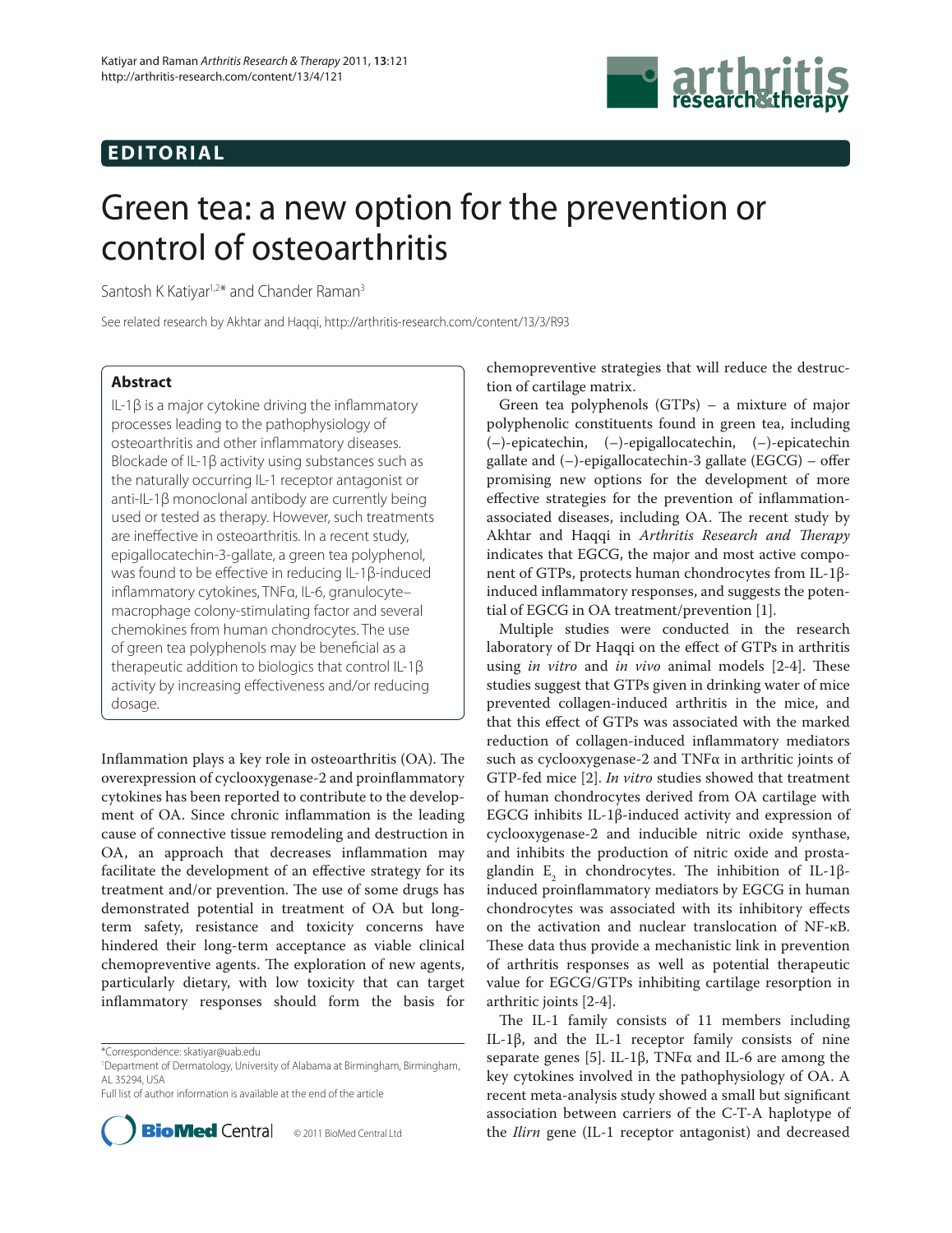# EDITORIAL

# Green tea: a new option for the prevention or control of osteoarthritis

Santosh K Katiyar[1,2]* and Chander Raman[3]

See related research by Akhtar and Haqqi, http://arthritis-research.com/content/13/3/R93

## Abstract

IL-1β is a major cytokine driving the inflammatory processes leading to the pathophysiology of osteoarthritis and other inflammatory diseases. Blockade of IL-1β activity using substances such as the naturally occurring IL-1 receptor antagonist or anti-IL-1β monoclonal antibody are currently being used or tested as therapy. However, such treatments are ineffective in osteoarthritis. In a recent study, epigallocatechin-3-gallate, a green tea polyphenol, was found to be effective in reducing IL-1β-induced inflammatory cytokines, TNFα, IL-6, granulocyte–macrophage colony-stimulating factor and several chemokines from human chondrocytes. The use of green tea polyphenols may be beneficial as a therapeutic addition to biologics that control IL-1β activity by increasing effectiveness and/or reducing dosage.

Inflammation plays a key role in osteoarthritis (OA). The overexpression of cyclooxygenase-2 and proinflammatory cytokines has been reported to contribute to the development of OA. Since chronic inflammation is the leading cause of connective tissue remodeling and destruction in OA, an approach that decreases inflammation may facilitate the development of an effective strategy for its treatment and/or prevention. The use of some drugs has demonstrated potential in treatment of OA but long-term safety, resistance and toxicity concerns have hindered their long-term acceptance as viable clinical chemopreventive agents. The exploration of new agents, particularly dietary, with low toxicity that can target inflammatory responses should form the basis for chemopreventive strategies that will reduce the destruction of cartilage matrix.

Green tea polyphenols (GTPs) – a mixture of major polyphenolic constituents found in green tea, including (–)-epicatechin, (–)-epigallocatechin, (–)-epicatechin gallate and (–)-epigallocatechin-3 gallate (EGCG) – offer promising new options for the development of more effective strategies for the prevention of inflammation-associated diseases, including OA. The recent study by Akhtar and Haqqi in *Arthritis Research and Therapy* indicates that EGCG, the major and most active component of GTPs, protects human chondrocytes from IL-1β-induced inflammatory responses, and suggests the potential of EGCG in OA treatment/prevention [1].

Multiple studies were conducted in the research laboratory of Dr Haqqi on the effect of GTPs in arthritis using *in vitro* and *in vivo* animal models [2-4]. These studies suggest that GTPs given in drinking water of mice prevented collagen-induced arthritis in the mice, and that this effect of GTPs was associated with the marked reduction of collagen-induced inflammatory mediators such as cyclooxygenase-2 and TNFα in arthritic joints of GTP-fed mice [2]. *In vitro* studies showed that treatment of human chondrocytes derived from OA cartilage with EGCG inhibits IL-1β-induced activity and expression of cyclooxygenase-2 and inducible nitric oxide synthase, and inhibits the production of nitric oxide and prostaglandin $E_2$ in chondrocytes. The inhibition of IL-1β-induced proinflammatory mediators by EGCG in human chondrocytes was associated with its inhibitory effects on the activation and nuclear translocation of NF-κB. These data thus provide a mechanistic link in prevention of arthritis responses as well as potential therapeutic value for EGCG/GTPs inhibiting cartilage resorption in arthritic joints [2-4].

The IL-1 family consists of 11 members including IL-1β, and the IL-1 receptor family consists of nine separate genes [5]. IL-1β, TNFα and IL-6 are among the key cytokines involved in the pathophysiology of OA. A recent meta-analysis study showed a small but significant association between carriers of the C-T-A haplotype of the *Ilirn* gene (IL-1 receptor antagonist) and decreased

*Correspondence: skatiyar@uab.edu
[1]Department of Dermatology, University of Alabama at Birmingham, Birmingham, AL 35294, USA
Full list of author information is available at the end of the article

© 2011 BioMed Central Ltd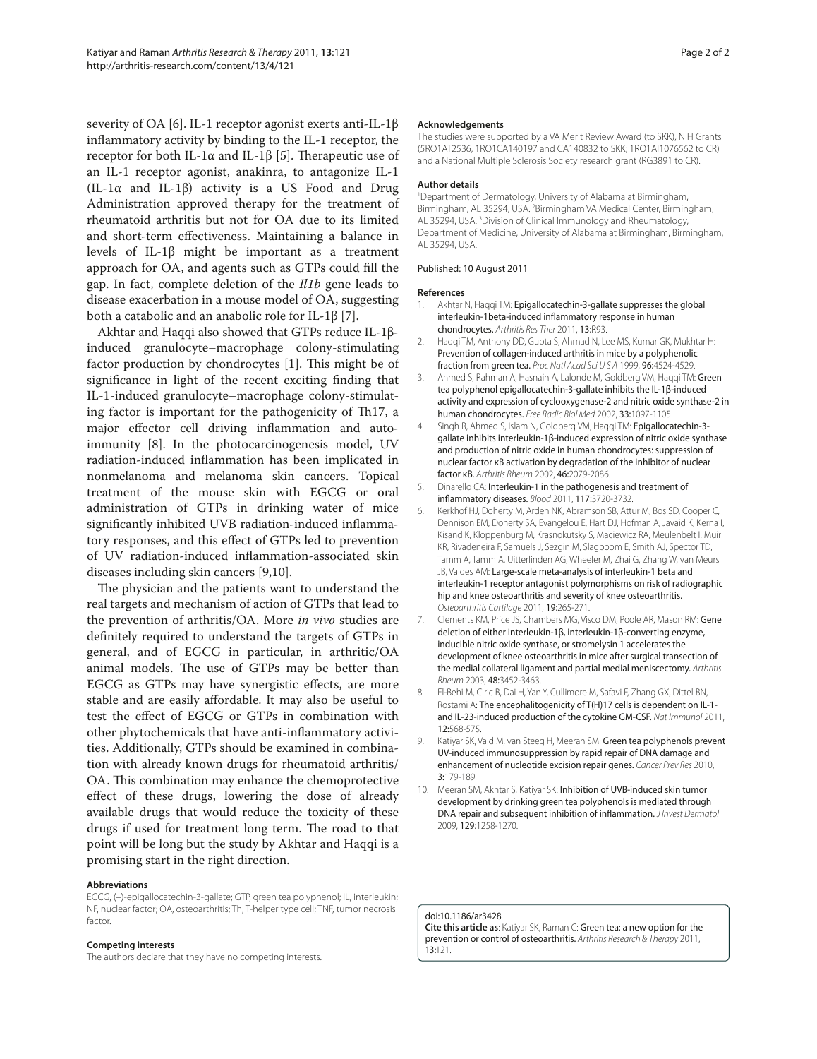severity of OA [6]. IL-1 receptor agonist exerts anti-IL-1β inflammatory activity by binding to the IL-1 receptor, the receptor for both IL-1α and IL-1β [5]. Therapeutic use of an IL-1 receptor agonist, anakinra, to antagonize IL-1 (IL-1α and IL-1β) activity is a US Food and Drug Administration approved therapy for the treatment of rheumatoid arthritis but not for OA due to its limited and short-term effectiveness. Maintaining a balance in levels of IL-1β might be important as a treatment approach for OA, and agents such as GTPs could fill the gap. In fact, complete deletion of the *Il1b* gene leads to disease exacerbation in a mouse model of OA, suggesting both a catabolic and an anabolic role for IL-1β [7].

Akhtar and Haqqi also showed that GTPs reduce IL-1β-induced granulocyte–macrophage colony-stimulating factor production by chondrocytes [1]. This might be of significance in light of the recent exciting finding that IL-1-induced granulocyte–macrophage colony-stimulating factor is important for the pathogenicity of Th17, a major effector cell driving inflammation and autoimmunity [8]. In the photocarcinogenesis model, UV radiation-induced inflammation has been implicated in nonmelanoma and melanoma skin cancers. Topical treatment of the mouse skin with EGCG or oral administration of GTPs in drinking water of mice significantly inhibited UVB radiation-induced inflammatory responses, and this effect of GTPs led to prevention of UV radiation-induced inflammation-associated skin diseases including skin cancers [9,10].

The physician and the patients want to understand the real targets and mechanism of action of GTPs that lead to the prevention of arthritis/OA. More *in vivo* studies are definitely required to understand the targets of GTPs in general, and of EGCG in particular, in arthritic/OA animal models. The use of GTPs may be better than EGCG as GTPs may have synergistic effects, are more stable and are easily affordable. It may also be useful to test the effect of EGCG or GTPs in combination with other phytochemicals that have anti-inflammatory activities. Additionally, GTPs should be examined in combination with already known drugs for rheumatoid arthritis/OA. This combination may enhance the chemoprotective effect of these drugs, lowering the dose of already available drugs that would reduce the toxicity of these drugs if used for treatment long term. The road to that point will be long but the study by Akhtar and Haqqi is a promising start in the right direction.

#### Abbreviations

EGCG, (–)-epigallocatechin-3-gallate; GTP, green tea polyphenol; IL, interleukin; NF, nuclear factor; OA, osteoarthritis; Th, T-helper type cell; TNF, tumor necrosis factor.

#### Competing interests

The authors declare that they have no competing interests.

#### Acknowledgements

The studies were supported by a VA Merit Review Award (to SKK), NIH Grants (5RO1AT2536, 1RO1CA140197 and CA140832 to SKK; 1RO1AI1076562 to CR) and a National Multiple Sclerosis Society research grant (RG3891 to CR).

#### Author details

[1]Department of Dermatology, University of Alabama at Birmingham, Birmingham, AL 35294, USA. [2]Birmingham VA Medical Center, Birmingham, AL 35294, USA. [3]Division of Clinical Immunology and Rheumatology, Department of Medicine, University of Alabama at Birmingham, Birmingham, AL 35294, USA.

Published: 10 August 2011

#### References

1. Akhtar N, Haqqi TM: **Epigallocatechin-3-gallate suppresses the global interleukin-1beta-induced inflammatory response in human chondrocytes.** *Arthritis Res Ther* 2011, **13:**R93.
2. Haqqi TM, Anthony DD, Gupta S, Ahmad N, Lee MS, Kumar GK, Mukhtar H: **Prevention of collagen-induced arthritis in mice by a polyphenolic fraction from green tea.** *Proc Natl Acad Sci U S A* 1999, **96:**4524-4529.
3. Ahmed S, Rahman A, Hasnain A, Lalonde M, Goldberg VM, Haqqi TM: **Green tea polyphenol epigallocatechin-3-gallate inhibits the IL-1β-induced activity and expression of cyclooxygenase-2 and nitric oxide synthase-2 in human chondrocytes.** *Free Radic Biol Med* 2002, **33:**1097-1105.
4. Singh R, Ahmed S, Islam N, Goldberg VM, Haqqi TM: **Epigallocatechin-3-gallate inhibits interleukin-1β-induced expression of nitric oxide synthase and production of nitric oxide in human chondrocytes: suppression of nuclear factor κB activation by degradation of the inhibitor of nuclear factor κB.** *Arthritis Rheum* 2002, **46:**2079-2086.
5. Dinarello CA: **Interleukin-1 in the pathogenesis and treatment of inflammatory diseases.** *Blood* 2011, **117:**3720-3732.
6. Kerkhof HJ, Doherty M, Arden NK, Abramson SB, Attur M, Bos SD, Cooper C, Dennison EM, Doherty SA, Evangelou E, Hart DJ, Hofman A, Javaid K, Kerna I, Kisand K, Kloppenburg M, Krasnokutsky S, Maciewicz RA, Meulenbelt I, Muir KR, Rivadeneira F, Samuels J, Sezgin M, Slagboom E, Smith AJ, Spector TD, Tamm A, Tamm A, Uitterlinden AG, Wheeler M, Zhai G, Zhang W, van Meurs JB, Valdes AM: **Large-scale meta-analysis of interleukin-1 beta and interleukin-1 receptor antagonist polymorphisms on risk of radiographic hip and knee osteoarthritis and severity of knee osteoarthritis.** *Osteoarthritis Cartilage* 2011, **19:**265-271.
7. Clements KM, Price JS, Chambers MG, Visco DM, Poole AR, Mason RM: **Gene deletion of either interleukin-1β, interleukin-1β-converting enzyme, inducible nitric oxide synthase, or stromelysin 1 accelerates the development of knee osteoarthritis in mice after surgical transection of the medial collateral ligament and partial medial meniscectomy.** *Arthritis Rheum* 2003, **48:**3452-3463.
8. El-Behi M, Ciric B, Dai H, Yan Y, Cullimore M, Safavi F, Zhang GX, Dittel BN, Rostami A: **The encephalitogenicity of T(H)17 cells is dependent on IL-1- and IL-23-induced production of the cytokine GM-CSF.** *Nat Immunol* 2011, **12:**568-575.
9. Katiyar SK, Vaid M, van Steeg H, Meeran SM: **Green tea polyphenols prevent UV-induced immunosuppression by rapid repair of DNA damage and enhancement of nucleotide excision repair genes.** *Cancer Prev Res* 2010, **3:**179-189.
10. Meeran SM, Akhtar S, Katiyar SK: **Inhibition of UVB-induced skin tumor development by drinking green tea polyphenols is mediated through DNA repair and subsequent inhibition of inflammation.** *J Invest Dermatol* 2009, **129:**1258-1270.

doi:10.1186/ar3428
**Cite this article as**: Katiyar SK, Raman C: Green tea: a new option for the prevention or control of osteoarthritis. *Arthritis Research & Therapy* 2011, **13:**121.